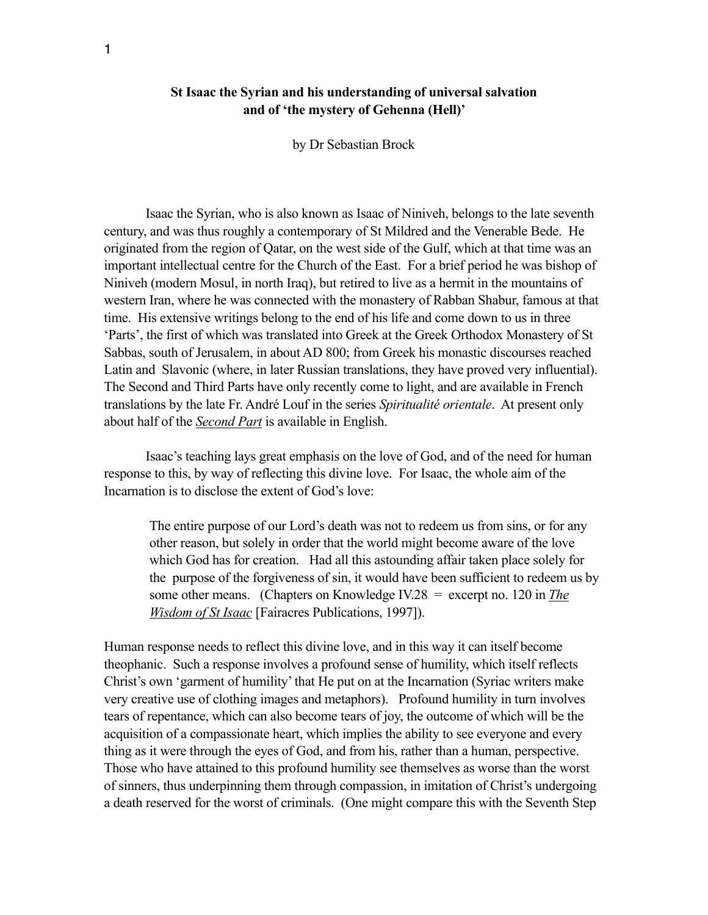# St Isaac the Syrian and his understanding of universal salvation and of 'the mystery of Gehenna (Hell)'

by Dr Sebastian Brock

Isaac the Syrian, who is also known as Isaac of Niniveh, belongs to the late seventh century, and was thus roughly a contemporary of St Mildred and the Venerable Bede. He originated from the region of Qatar, on the west side of the Gulf, which at that time was an important intellectual centre for the Church of the East. For a brief period he was bishop of Niniveh (modern Mosul, in north Iraq), but retired to live as a hermit in the mountains of western Iran, where he was connected with the monastery of Rabban Shabur, famous at that time. His extensive writings belong to the end of his life and come down to us in three 'Parts', the first of which was translated into Greek at the Greek Orthodox Monastery of St Sabbas, south of Jerusalem, in about AD 800; from Greek his monastic discourses reached Latin and Slavonic (where, in later Russian translations, they have proved very influential). The Second and Third Parts have only recently come to light, and are available in French translations by the late Fr. André Louf in the series *Spiritualité orientale*. At present only about half of the *Second Part* is available in English.

Isaac's teaching lays great emphasis on the love of God, and of the need for human response to this, by way of reflecting this divine love. For Isaac, the whole aim of the Incarnation is to disclose the extent of God's love:

> The entire purpose of our Lord's death was not to redeem us from sins, or for any other reason, but solely in order that the world might become aware of the love which God has for creation. Had all this astounding affair taken place solely for the purpose of the forgiveness of sin, it would have been sufficient to redeem us by some other means. (Chapters on Knowledge IV.28 = excerpt no. 120 in *The Wisdom of St Isaac* [Fairacres Publications, 1997]).

Human response needs to reflect this divine love, and in this way it can itself become theophanic. Such a response involves a profound sense of humility, which itself reflects Christ's own 'garment of humility' that He put on at the Incarnation (Syriac writers make very creative use of clothing images and metaphors). Profound humility in turn involves tears of repentance, which can also become tears of joy, the outcome of which will be the acquisition of a compassionate heart, which implies the ability to see everyone and every thing as it were through the eyes of God, and from his, rather than a human, perspective. Those who have attained to this profound humility see themselves as worse than the worst of sinners, thus underpinning them through compassion, in imitation of Christ's undergoing a death reserved for the worst of criminals. (One might compare this with the Seventh Step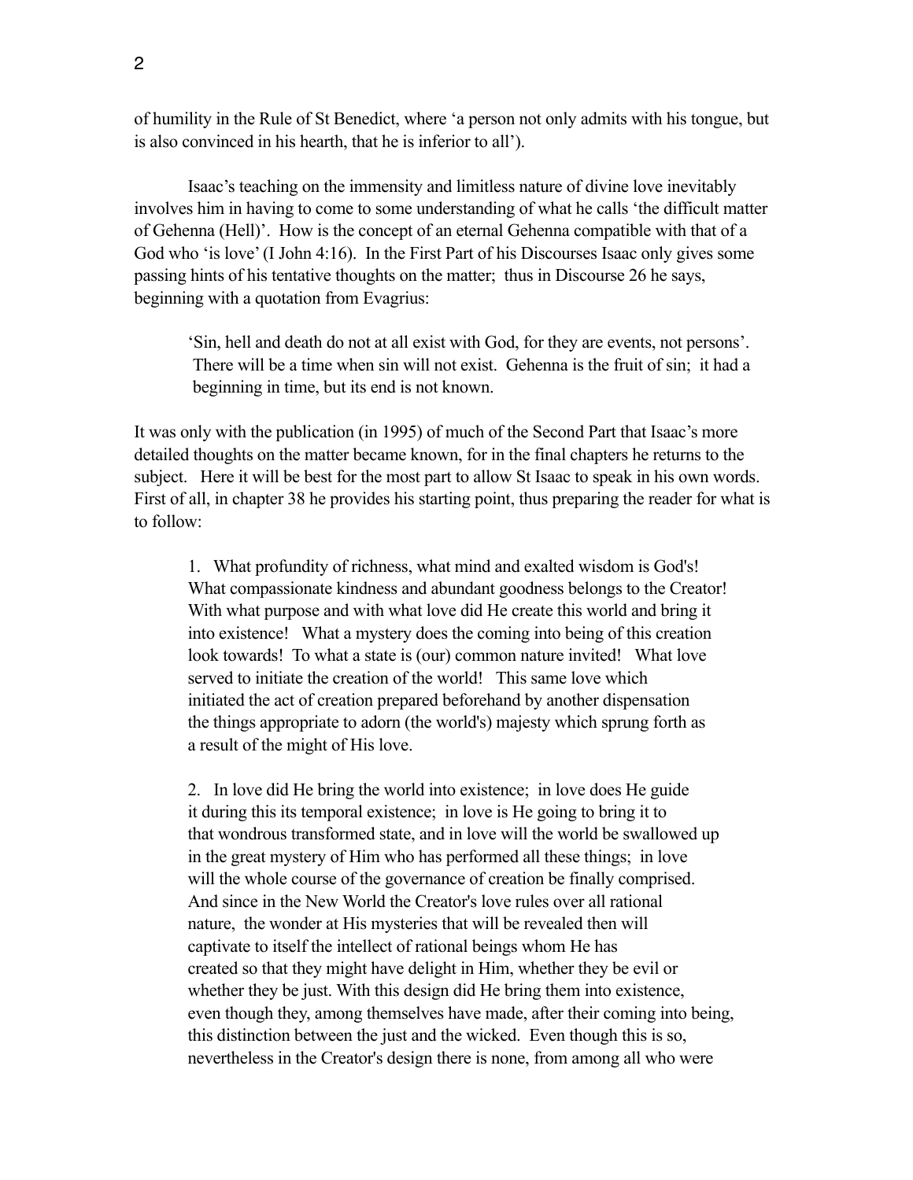of humility in the Rule of St Benedict, where 'a person not only admits with his tongue, but is also convinced in his hearth, that he is inferior to all').

Isaac's teaching on the immensity and limitless nature of divine love inevitably involves him in having to come to some understanding of what he calls 'the difficult matter of Gehenna (Hell)'. How is the concept of an eternal Gehenna compatible with that of a God who 'is love' (I John 4:16). In the First Part of his Discourses Isaac only gives some passing hints of his tentative thoughts on the matter; thus in Discourse 26 he says, beginning with a quotation from Evagrius:

> 'Sin, hell and death do not at all exist with God, for they are events, not persons'. There will be a time when sin will not exist. Gehenna is the fruit of sin; it had a beginning in time, but its end is not known.

It was only with the publication (in 1995) of much of the Second Part that Isaac's more detailed thoughts on the matter became known, for in the final chapters he returns to the subject. Here it will be best for the most part to allow St Isaac to speak in his own words. First of all, in chapter 38 he provides his starting point, thus preparing the reader for what is to follow:

> 1. What profundity of richness, what mind and exalted wisdom is God's! What compassionate kindness and abundant goodness belongs to the Creator! With what purpose and with what love did He create this world and bring it into existence! What a mystery does the coming into being of this creation look towards! To what a state is (our) common nature invited! What love served to initiate the creation of the world! This same love which initiated the act of creation prepared beforehand by another dispensation the things appropriate to adorn (the world's) majesty which sprung forth as a result of the might of His love.
>
> 2. In love did He bring the world into existence; in love does He guide it during this its temporal existence; in love is He going to bring it to that wondrous transformed state, and in love will the world be swallowed up in the great mystery of Him who has performed all these things; in love will the whole course of the governance of creation be finally comprised. And since in the New World the Creator's love rules over all rational nature, the wonder at His mysteries that will be revealed then will captivate to itself the intellect of rational beings whom He has created so that they might have delight in Him, whether they be evil or whether they be just. With this design did He bring them into existence, even though they, among themselves have made, after their coming into being, this distinction between the just and the wicked. Even though this is so, nevertheless in the Creator's design there is none, from among all who were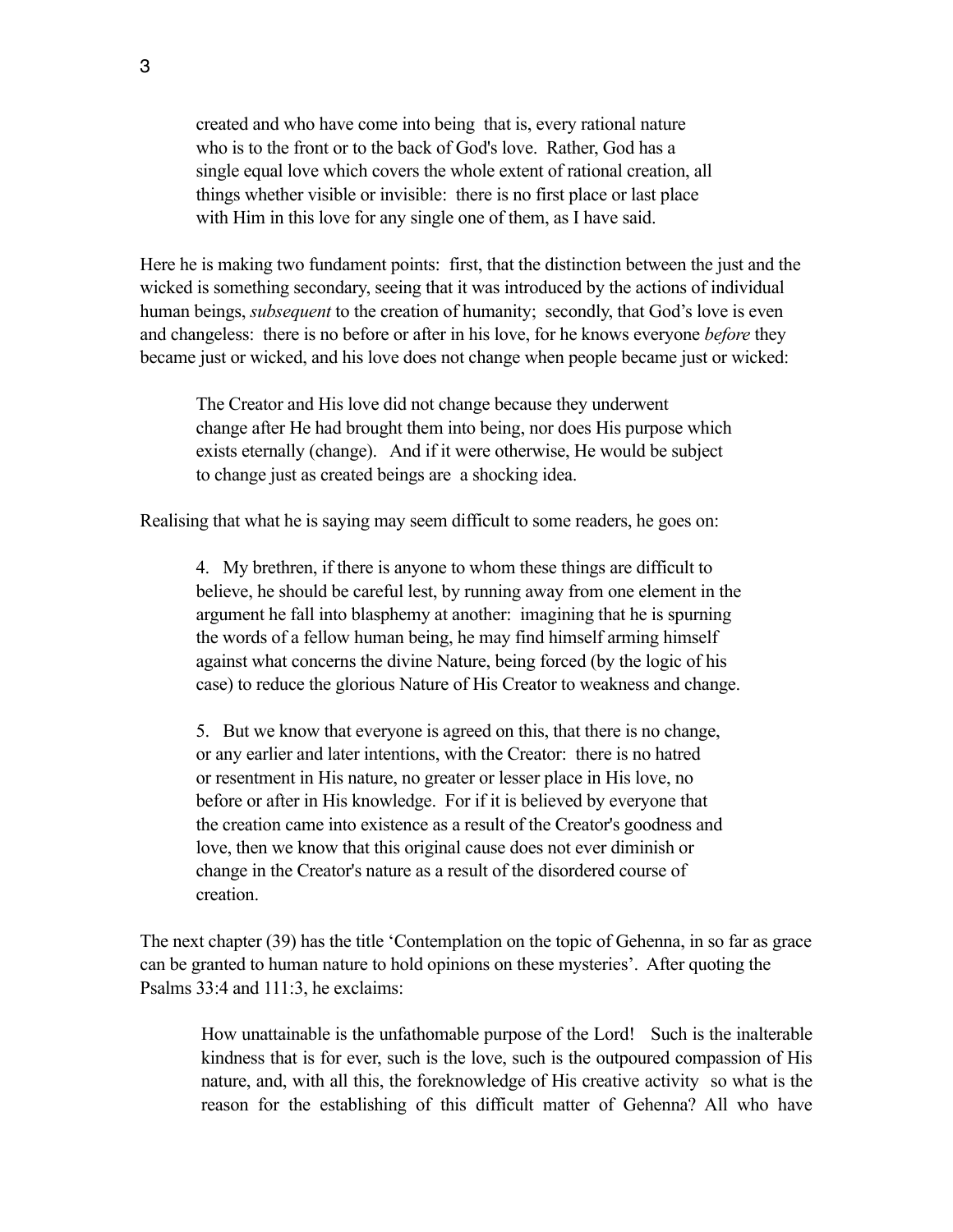> created and who have come into being  that is, every rational nature who is to the front or to the back of God's love.  Rather, God has a single equal love which covers the whole extent of rational creation, all things whether visible or invisible:  there is no first place or last place with Him in this love for any single one of them, as I have said.

Here he is making two fundament points:  first, that the distinction between the just and the wicked is something secondary, seeing that it was introduced by the actions of individual human beings, *subsequent* to the creation of humanity;  secondly, that God's love is even and changeless:  there is no before or after in his love, for he knows everyone *before* they became just or wicked, and his love does not change when people became just or wicked:

> The Creator and His love did not change because they underwent change after He had brought them into being, nor does His purpose which exists eternally (change).   And if it were otherwise, He would be subject to change just as created beings are  a shocking idea.

Realising that what he is saying may seem difficult to some readers, he goes on:

> 4.   My brethren, if there is anyone to whom these things are difficult to believe, he should be careful lest, by running away from one element in the argument he fall into blasphemy at another:  imagining that he is spurning the words of a fellow human being, he may find himself arming himself against what concerns the divine Nature, being forced (by the logic of his case) to reduce the glorious Nature of His Creator to weakness and change.
>
> 5.   But we know that everyone is agreed on this, that there is no change, or any earlier and later intentions, with the Creator:  there is no hatred or resentment in His nature, no greater or lesser place in His love, no before or after in His knowledge.  For if it is believed by everyone that the creation came into existence as a result of the Creator's goodness and love, then we know that this original cause does not ever diminish or change in the Creator's nature as a result of the disordered course of creation.

The next chapter (39) has the title 'Contemplation on the topic of Gehenna, in so far as grace can be granted to human nature to hold opinions on these mysteries'.  After quoting the Psalms 33:4 and 111:3, he exclaims:

> How unattainable is the unfathomable purpose of the Lord!   Such is the inalterable kindness that is for ever, such is the love, such is the outpoured compassion of His nature, and, with all this, the foreknowledge of His creative activity  so what is the reason for the establishing of this difficult matter of Gehenna? All who have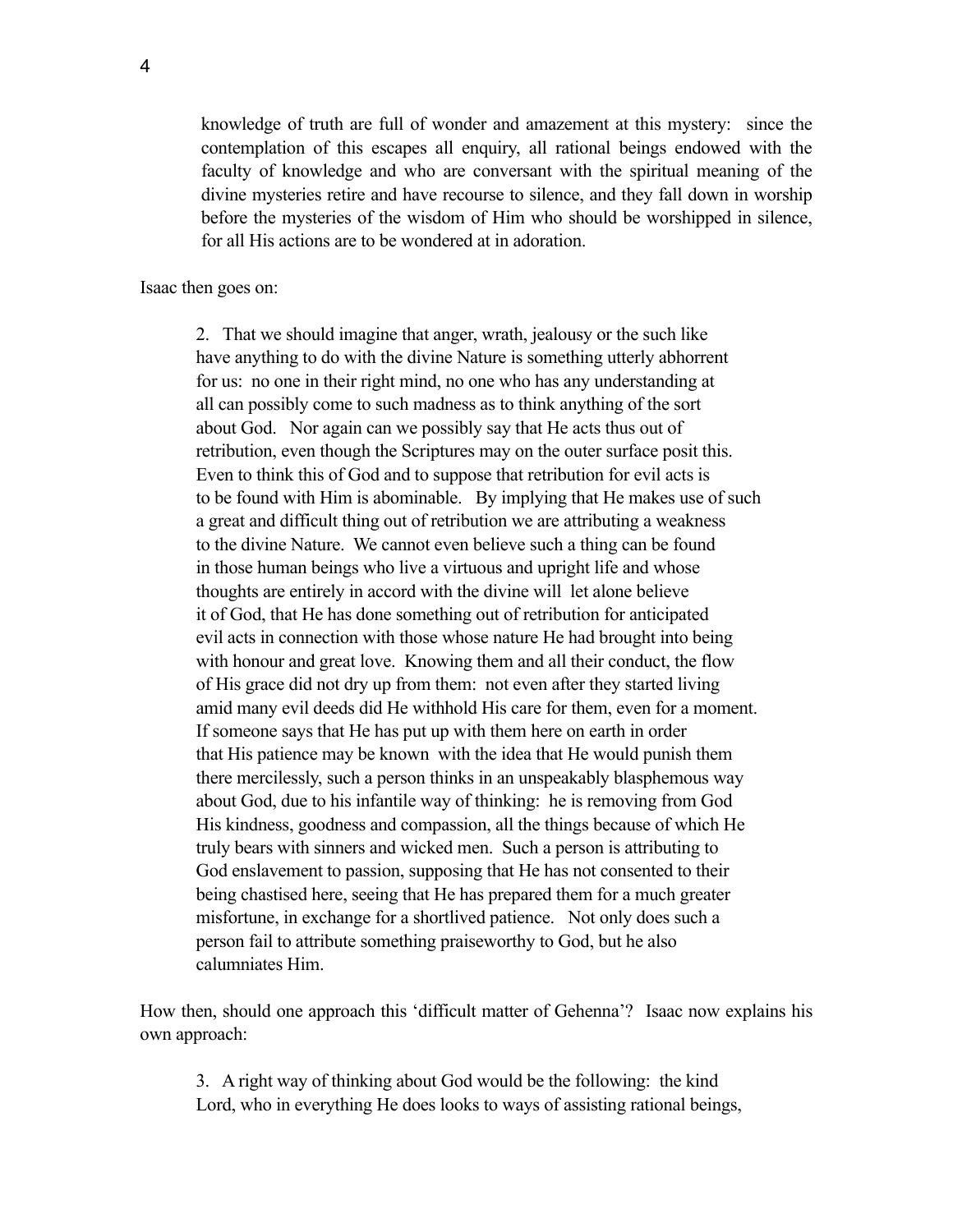> knowledge of truth are full of wonder and amazement at this mystery: since the contemplation of this escapes all enquiry, all rational beings endowed with the faculty of knowledge and who are conversant with the spiritual meaning of the divine mysteries retire and have recourse to silence, and they fall down in worship before the mysteries of the wisdom of Him who should be worshipped in silence, for all His actions are to be wondered at in adoration.

Isaac then goes on:

> 2. That we should imagine that anger, wrath, jealousy or the such like have anything to do with the divine Nature is something utterly abhorrent for us: no one in their right mind, no one who has any understanding at all can possibly come to such madness as to think anything of the sort about God. Nor again can we possibly say that He acts thus out of retribution, even though the Scriptures may on the outer surface posit this. Even to think this of God and to suppose that retribution for evil acts is to be found with Him is abominable. By implying that He makes use of such a great and difficult thing out of retribution we are attributing a weakness to the divine Nature. We cannot even believe such a thing can be found in those human beings who live a virtuous and upright life and whose thoughts are entirely in accord with the divine will let alone believe it of God, that He has done something out of retribution for anticipated evil acts in connection with those whose nature He had brought into being with honour and great love. Knowing them and all their conduct, the flow of His grace did not dry up from them: not even after they started living amid many evil deeds did He withhold His care for them, even for a moment. If someone says that He has put up with them here on earth in order that His patience may be known with the idea that He would punish them there mercilessly, such a person thinks in an unspeakably blasphemous way about God, due to his infantile way of thinking: he is removing from God His kindness, goodness and compassion, all the things because of which He truly bears with sinners and wicked men. Such a person is attributing to God enslavement to passion, supposing that He has not consented to their being chastised here, seeing that He has prepared them for a much greater misfortune, in exchange for a shortlived patience. Not only does such a person fail to attribute something praiseworthy to God, but he also calumniates Him.

How then, should one approach this 'difficult matter of Gehenna'? Isaac now explains his own approach:

> 3. A right way of thinking about God would be the following: the kind Lord, who in everything He does looks to ways of assisting rational beings,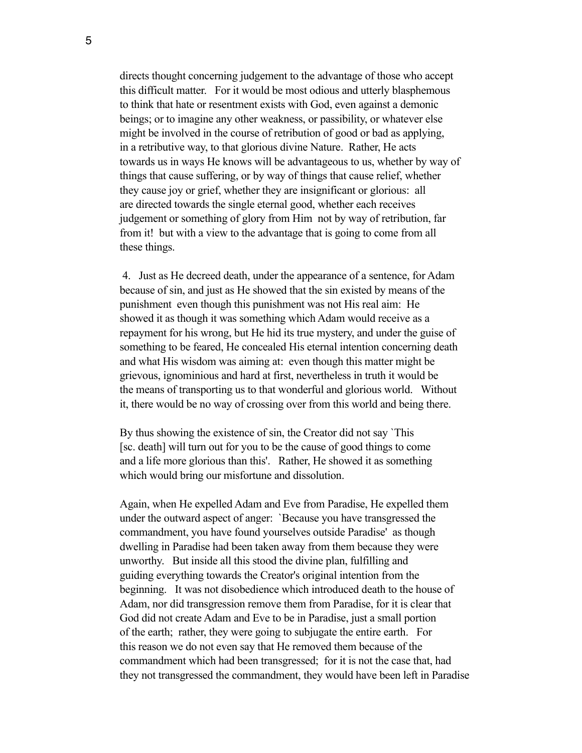directs thought concerning judgement to the advantage of those who accept this difficult matter. For it would be most odious and utterly blasphemous to think that hate or resentment exists with God, even against a demonic beings; or to imagine any other weakness, or passibility, or whatever else might be involved in the course of retribution of good or bad as applying, in a retributive way, to that glorious divine Nature. Rather, He acts towards us in ways He knows will be advantageous to us, whether by way of things that cause suffering, or by way of things that cause relief, whether they cause joy or grief, whether they are insignificant or glorious: all are directed towards the single eternal good, whether each receives judgement or something of glory from Him not by way of retribution, far from it! but with a view to the advantage that is going to come from all these things.

4. Just as He decreed death, under the appearance of a sentence, for Adam because of sin, and just as He showed that the sin existed by means of the punishment even though this punishment was not His real aim: He showed it as though it was something which Adam would receive as a repayment for his wrong, but He hid its true mystery, and under the guise of something to be feared, He concealed His eternal intention concerning death and what His wisdom was aiming at: even though this matter might be grievous, ignominious and hard at first, nevertheless in truth it would be the means of transporting us to that wonderful and glorious world. Without it, there would be no way of crossing over from this world and being there.

By thus showing the existence of sin, the Creator did not say `This [sc. death] will turn out for you to be the cause of good things to come and a life more glorious than this'. Rather, He showed it as something which would bring our misfortune and dissolution.

Again, when He expelled Adam and Eve from Paradise, He expelled them under the outward aspect of anger: `Because you have transgressed the commandment, you have found yourselves outside Paradise' as though dwelling in Paradise had been taken away from them because they were unworthy. But inside all this stood the divine plan, fulfilling and guiding everything towards the Creator's original intention from the beginning. It was not disobedience which introduced death to the house of Adam, nor did transgression remove them from Paradise, for it is clear that God did not create Adam and Eve to be in Paradise, just a small portion of the earth; rather, they were going to subjugate the entire earth. For this reason we do not even say that He removed them because of the commandment which had been transgressed; for it is not the case that, had they not transgressed the commandment, they would have been left in Paradise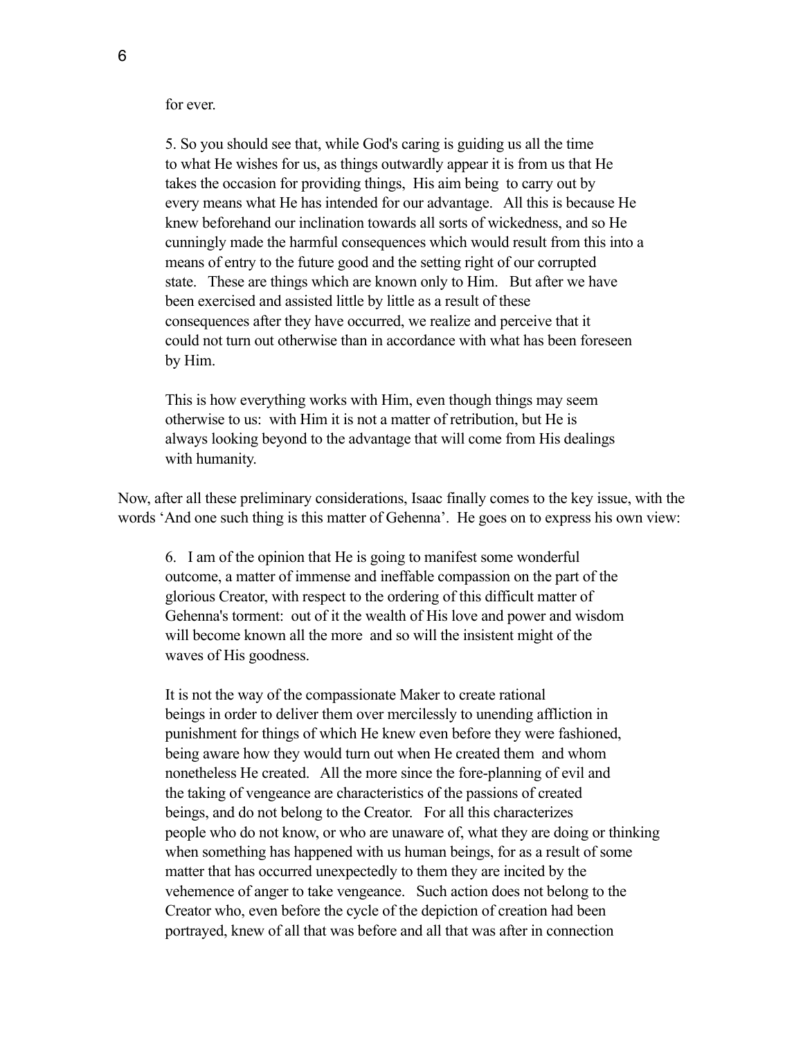for ever.

> 5. So you should see that, while God's caring is guiding us all the time to what He wishes for us, as things outwardly appear it is from us that He takes the occasion for providing things, His aim being to carry out by every means what He has intended for our advantage. All this is because He knew beforehand our inclination towards all sorts of wickedness, and so He cunningly made the harmful consequences which would result from this into a means of entry to the future good and the setting right of our corrupted state. These are things which are known only to Him. But after we have been exercised and assisted little by little as a result of these consequences after they have occurred, we realize and perceive that it could not turn out otherwise than in accordance with what has been foreseen by Him.
>
> This is how everything works with Him, even though things may seem otherwise to us: with Him it is not a matter of retribution, but He is always looking beyond to the advantage that will come from His dealings with humanity.

Now, after all these preliminary considerations, Isaac finally comes to the key issue, with the words 'And one such thing is this matter of Gehenna'. He goes on to express his own view:

> 6. I am of the opinion that He is going to manifest some wonderful outcome, a matter of immense and ineffable compassion on the part of the glorious Creator, with respect to the ordering of this difficult matter of Gehenna's torment: out of it the wealth of His love and power and wisdom will become known all the more and so will the insistent might of the waves of His goodness.
>
> It is not the way of the compassionate Maker to create rational beings in order to deliver them over mercilessly to unending affliction in punishment for things of which He knew even before they were fashioned, being aware how they would turn out when He created them and whom nonetheless He created. All the more since the fore-planning of evil and the taking of vengeance are characteristics of the passions of created beings, and do not belong to the Creator. For all this characterizes people who do not know, or who are unaware of, what they are doing or thinking when something has happened with us human beings, for as a result of some matter that has occurred unexpectedly to them they are incited by the vehemence of anger to take vengeance. Such action does not belong to the Creator who, even before the cycle of the depiction of creation had been portrayed, knew of all that was before and all that was after in connection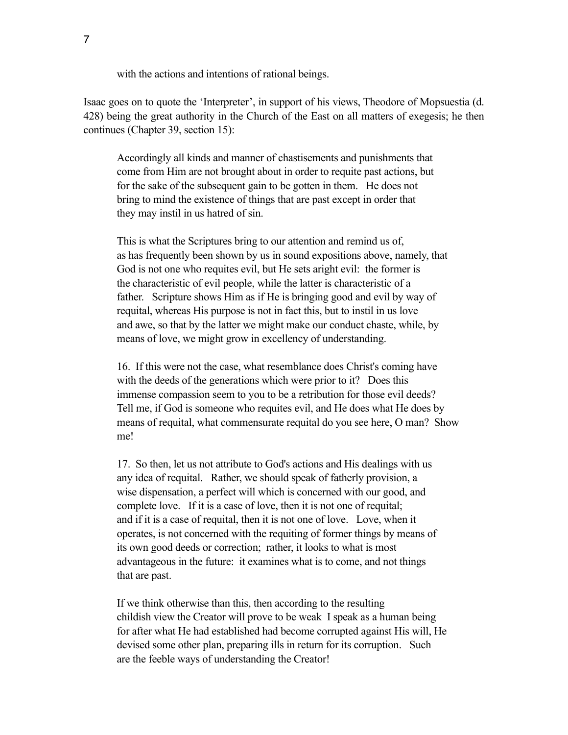> with the actions and intentions of rational beings.

Isaac goes on to quote the 'Interpreter', in support of his views, Theodore of Mopsuestia (d. 428) being the great authority in the Church of the East on all matters of exegesis; he then continues (Chapter 39, section 15):

> Accordingly all kinds and manner of chastisements and punishments that come from Him are not brought about in order to requite past actions, but for the sake of the subsequent gain to be gotten in them. He does not bring to mind the existence of things that are past except in order that they may instil in us hatred of sin.
>
> This is what the Scriptures bring to our attention and remind us of, as has frequently been shown by us in sound expositions above, namely, that God is not one who requites evil, but He sets aright evil: the former is the characteristic of evil people, while the latter is characteristic of a father. Scripture shows Him as if He is bringing good and evil by way of requital, whereas His purpose is not in fact this, but to instil in us love and awe, so that by the latter we might make our conduct chaste, while, by means of love, we might grow in excellency of understanding.
>
> 16. If this were not the case, what resemblance does Christ's coming have with the deeds of the generations which were prior to it? Does this immense compassion seem to you to be a retribution for those evil deeds? Tell me, if God is someone who requites evil, and He does what He does by means of requital, what commensurate requital do you see here, O man? Show me!
>
> 17. So then, let us not attribute to God's actions and His dealings with us any idea of requital. Rather, we should speak of fatherly provision, a wise dispensation, a perfect will which is concerned with our good, and complete love. If it is a case of love, then it is not one of requital; and if it is a case of requital, then it is not one of love. Love, when it operates, is not concerned with the requiting of former things by means of its own good deeds or correction; rather, it looks to what is most advantageous in the future: it examines what is to come, and not things that are past.
>
> If we think otherwise than this, then according to the resulting childish view the Creator will prove to be weak I speak as a human being for after what He had established had become corrupted against His will, He devised some other plan, preparing ills in return for its corruption. Such are the feeble ways of understanding the Creator!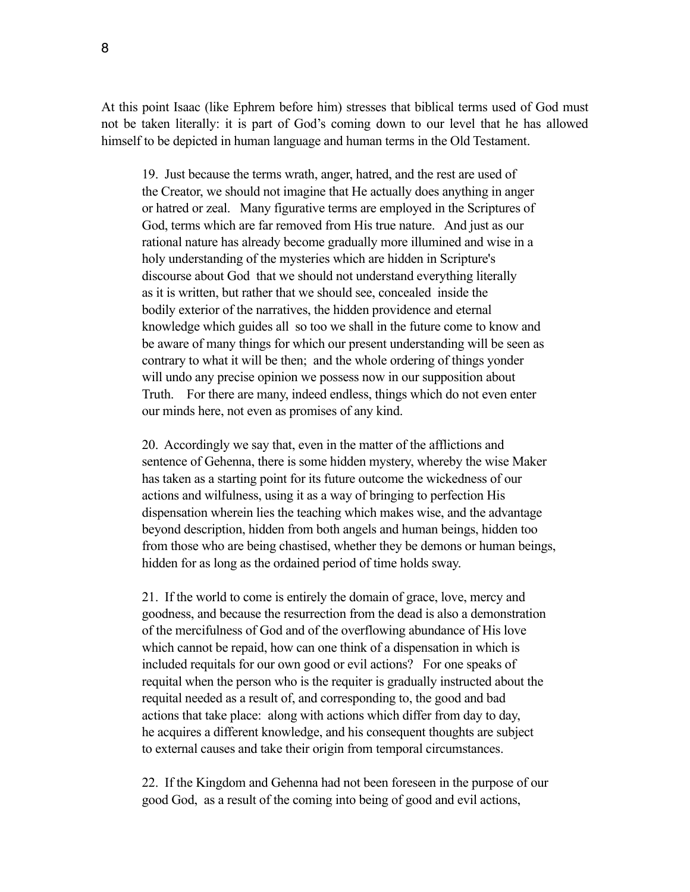At this point Isaac (like Ephrem before him) stresses that biblical terms used of God must not be taken literally: it is part of God's coming down to our level that he has allowed himself to be depicted in human language and human terms in the Old Testament.

> 19. Just because the terms wrath, anger, hatred, and the rest are used of the Creator, we should not imagine that He actually does anything in anger or hatred or zeal. Many figurative terms are employed in the Scriptures of God, terms which are far removed from His true nature. And just as our rational nature has already become gradually more illumined and wise in a holy understanding of the mysteries which are hidden in Scripture's discourse about God that we should not understand everything literally as it is written, but rather that we should see, concealed inside the bodily exterior of the narratives, the hidden providence and eternal knowledge which guides all so too we shall in the future come to know and be aware of many things for which our present understanding will be seen as contrary to what it will be then; and the whole ordering of things yonder will undo any precise opinion we possess now in our supposition about Truth. For there are many, indeed endless, things which do not even enter our minds here, not even as promises of any kind.
>
> 20. Accordingly we say that, even in the matter of the afflictions and sentence of Gehenna, there is some hidden mystery, whereby the wise Maker has taken as a starting point for its future outcome the wickedness of our actions and wilfulness, using it as a way of bringing to perfection His dispensation wherein lies the teaching which makes wise, and the advantage beyond description, hidden from both angels and human beings, hidden too from those who are being chastised, whether they be demons or human beings, hidden for as long as the ordained period of time holds sway.
>
> 21. If the world to come is entirely the domain of grace, love, mercy and goodness, and because the resurrection from the dead is also a demonstration of the mercifulness of God and of the overflowing abundance of His love which cannot be repaid, how can one think of a dispensation in which is included requitals for our own good or evil actions? For one speaks of requital when the person who is the requiter is gradually instructed about the requital needed as a result of, and corresponding to, the good and bad actions that take place: along with actions which differ from day to day, he acquires a different knowledge, and his consequent thoughts are subject to external causes and take their origin from temporal circumstances.
>
> 22. If the Kingdom and Gehenna had not been foreseen in the purpose of our good God, as a result of the coming into being of good and evil actions,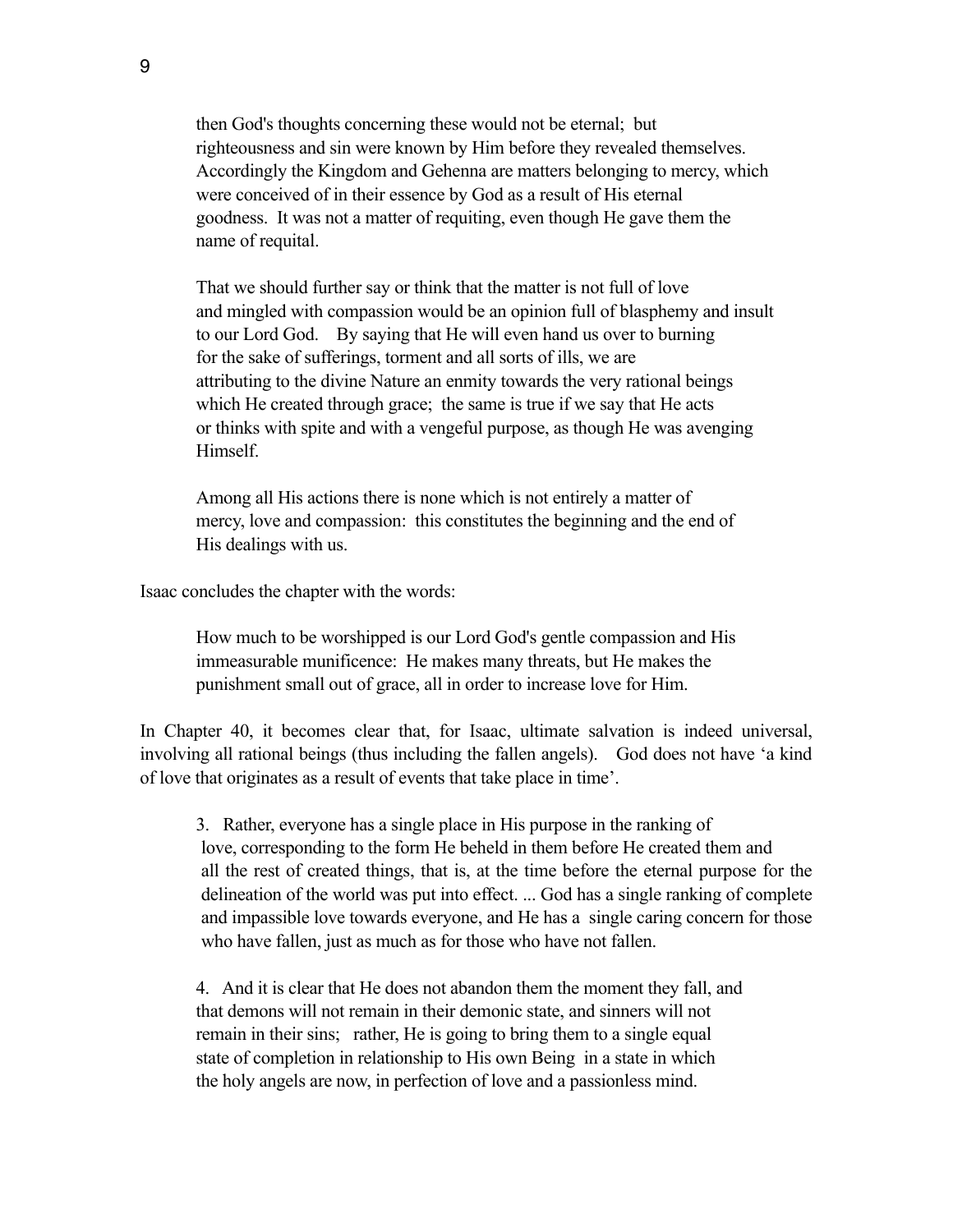> then God's thoughts concerning these would not be eternal; but righteousness and sin were known by Him before they revealed themselves. Accordingly the Kingdom and Gehenna are matters belonging to mercy, which were conceived of in their essence by God as a result of His eternal goodness. It was not a matter of requiting, even though He gave them the name of requital.
>
> That we should further say or think that the matter is not full of love and mingled with compassion would be an opinion full of blasphemy and insult to our Lord God. By saying that He will even hand us over to burning for the sake of sufferings, torment and all sorts of ills, we are attributing to the divine Nature an enmity towards the very rational beings which He created through grace; the same is true if we say that He acts or thinks with spite and with a vengeful purpose, as though He was avenging Himself.
>
> Among all His actions there is none which is not entirely a matter of mercy, love and compassion: this constitutes the beginning and the end of His dealings with us.

Isaac concludes the chapter with the words:

> How much to be worshipped is our Lord God's gentle compassion and His immeasurable munificence: He makes many threats, but He makes the punishment small out of grace, all in order to increase love for Him.

In Chapter 40, it becomes clear that, for Isaac, ultimate salvation is indeed universal, involving all rational beings (thus including the fallen angels). God does not have 'a kind of love that originates as a result of events that take place in time'.

> 3. Rather, everyone has a single place in His purpose in the ranking of love, corresponding to the form He beheld in them before He created them and all the rest of created things, that is, at the time before the eternal purpose for the delineation of the world was put into effect. ... God has a single ranking of complete and impassible love towards everyone, and He has a single caring concern for those who have fallen, just as much as for those who have not fallen.
>
> 4. And it is clear that He does not abandon them the moment they fall, and that demons will not remain in their demonic state, and sinners will not remain in their sins; rather, He is going to bring them to a single equal state of completion in relationship to His own Being in a state in which the holy angels are now, in perfection of love and a passionless mind.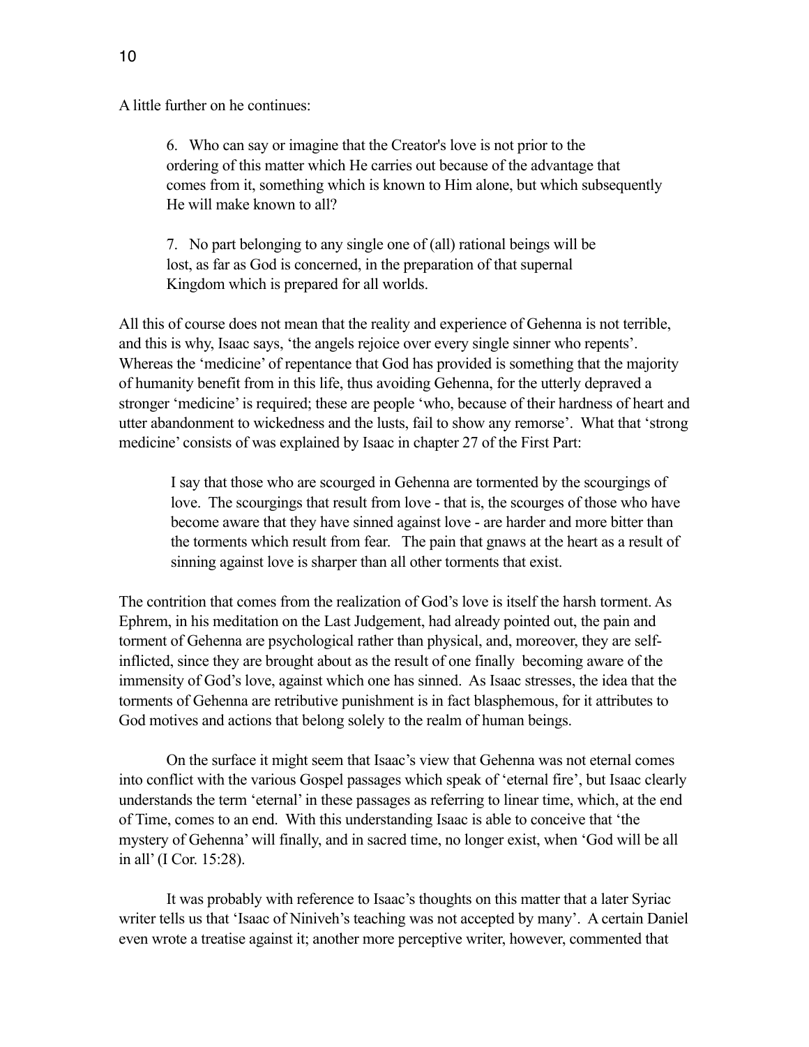A little further on he continues:

> 6. Who can say or imagine that the Creator's love is not prior to the ordering of this matter which He carries out because of the advantage that comes from it, something which is known to Him alone, but which subsequently He will make known to all?
>
> 7. No part belonging to any single one of (all) rational beings will be lost, as far as God is concerned, in the preparation of that supernal Kingdom which is prepared for all worlds.

All this of course does not mean that the reality and experience of Gehenna is not terrible, and this is why, Isaac says, 'the angels rejoice over every single sinner who repents'. Whereas the 'medicine' of repentance that God has provided is something that the majority of humanity benefit from in this life, thus avoiding Gehenna, for the utterly depraved a stronger 'medicine' is required; these are people 'who, because of their hardness of heart and utter abandonment to wickedness and the lusts, fail to show any remorse'. What that 'strong medicine' consists of was explained by Isaac in chapter 27 of the First Part:

> I say that those who are scourged in Gehenna are tormented by the scourgings of love. The scourgings that result from love - that is, the scourges of those who have become aware that they have sinned against love - are harder and more bitter than the torments which result from fear. The pain that gnaws at the heart as a result of sinning against love is sharper than all other torments that exist.

The contrition that comes from the realization of God's love is itself the harsh torment. As Ephrem, in his meditation on the Last Judgement, had already pointed out, the pain and torment of Gehenna are psychological rather than physical, and, moreover, they are self-inflicted, since they are brought about as the result of one finally becoming aware of the immensity of God's love, against which one has sinned. As Isaac stresses, the idea that the torments of Gehenna are retributive punishment is in fact blasphemous, for it attributes to God motives and actions that belong solely to the realm of human beings.

On the surface it might seem that Isaac's view that Gehenna was not eternal comes into conflict with the various Gospel passages which speak of 'eternal fire', but Isaac clearly understands the term 'eternal' in these passages as referring to linear time, which, at the end of Time, comes to an end. With this understanding Isaac is able to conceive that 'the mystery of Gehenna' will finally, and in sacred time, no longer exist, when 'God will be all in all' (I Cor. 15:28).

It was probably with reference to Isaac's thoughts on this matter that a later Syriac writer tells us that 'Isaac of Niniveh's teaching was not accepted by many'. A certain Daniel even wrote a treatise against it; another more perceptive writer, however, commented that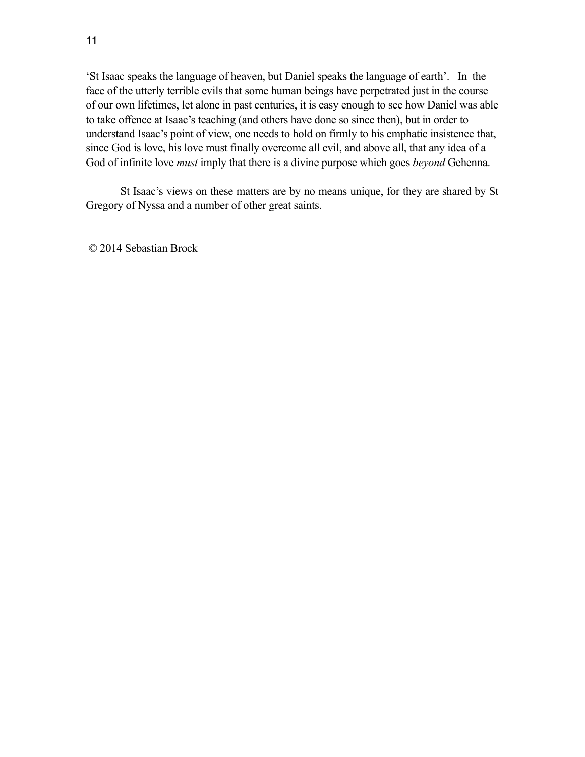'St Isaac speaks the language of heaven, but Daniel speaks the language of earth'. In the face of the utterly terrible evils that some human beings have perpetrated just in the course of our own lifetimes, let alone in past centuries, it is easy enough to see how Daniel was able to take offence at Isaac's teaching (and others have done so since then), but in order to understand Isaac's point of view, one needs to hold on firmly to his emphatic insistence that, since God is love, his love must finally overcome all evil, and above all, that any idea of a God of infinite love *must* imply that there is a divine purpose which goes *beyond* Gehenna.

St Isaac's views on these matters are by no means unique, for they are shared by St Gregory of Nyssa and a number of other great saints.

© 2014 Sebastian Brock